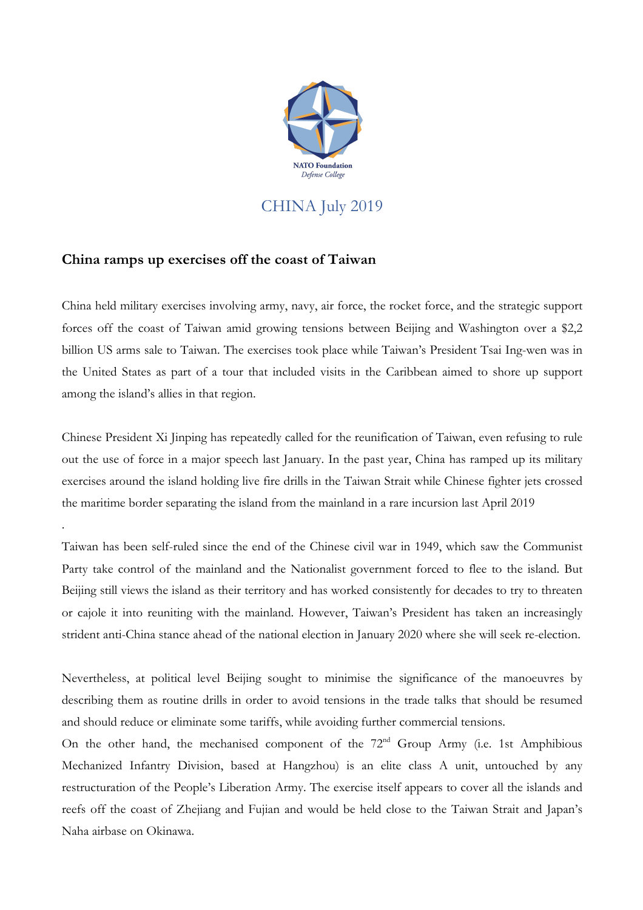NATO Foundation
*Defense College*

# CHINA July 2019

## China ramps up exercises off the coast of Taiwan

China held military exercises involving army, navy, air force, the rocket force, and the strategic support forces off the coast of Taiwan amid growing tensions between Beijing and Washington over a $2,2 billion US arms sale to Taiwan. The exercises took place while Taiwan's President Tsai Ing-wen was in the United States as part of a tour that included visits in the Caribbean aimed to shore up support among the island's allies in that region.

Chinese President Xi Jinping has repeatedly called for the reunification of Taiwan, even refusing to rule out the use of force in a major speech last January. In the past year, China has ramped up its military exercises around the island holding live fire drills in the Taiwan Strait while Chinese fighter jets crossed the maritime border separating the island from the mainland in a rare incursion last April 2019

.

Taiwan has been self-ruled since the end of the Chinese civil war in 1949, which saw the Communist Party take control of the mainland and the Nationalist government forced to flee to the island. But Beijing still views the island as their territory and has worked consistently for decades to try to threaten or cajole it into reuniting with the mainland. However, Taiwan's President has taken an increasingly strident anti-China stance ahead of the national election in January 2020 where she will seek re-election.

Nevertheless, at political level Beijing sought to minimise the significance of the manoeuvres by describing them as routine drills in order to avoid tensions in the trade talks that should be resumed and should reduce or eliminate some tariffs, while avoiding further commercial tensions.

On the other hand, the mechanised component of the 72nd Group Army (i.e. 1st Amphibious Mechanized Infantry Division, based at Hangzhou) is an elite class A unit, untouched by any restructuration of the People's Liberation Army. The exercise itself appears to cover all the islands and reefs off the coast of Zhejiang and Fujian and would be held close to the Taiwan Strait and Japan's Naha airbase on Okinawa.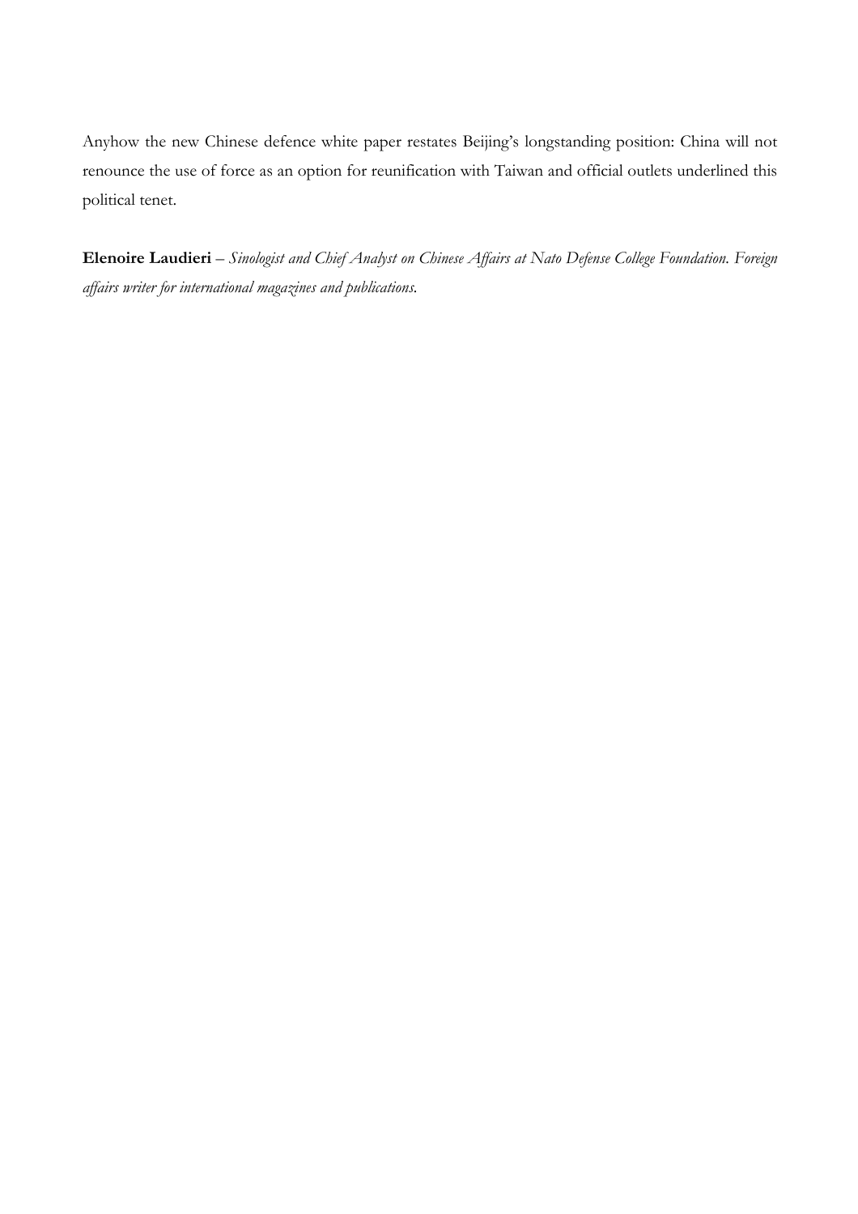Anyhow the new Chinese defence white paper restates Beijing's longstanding position: China will not renounce the use of force as an option for reunification with Taiwan and official outlets underlined this political tenet.

**Elenoire Laudieri** – *Sinologist and Chief Analyst on Chinese Affairs at Nato Defense College Foundation. Foreign affairs writer for international magazines and publications.*